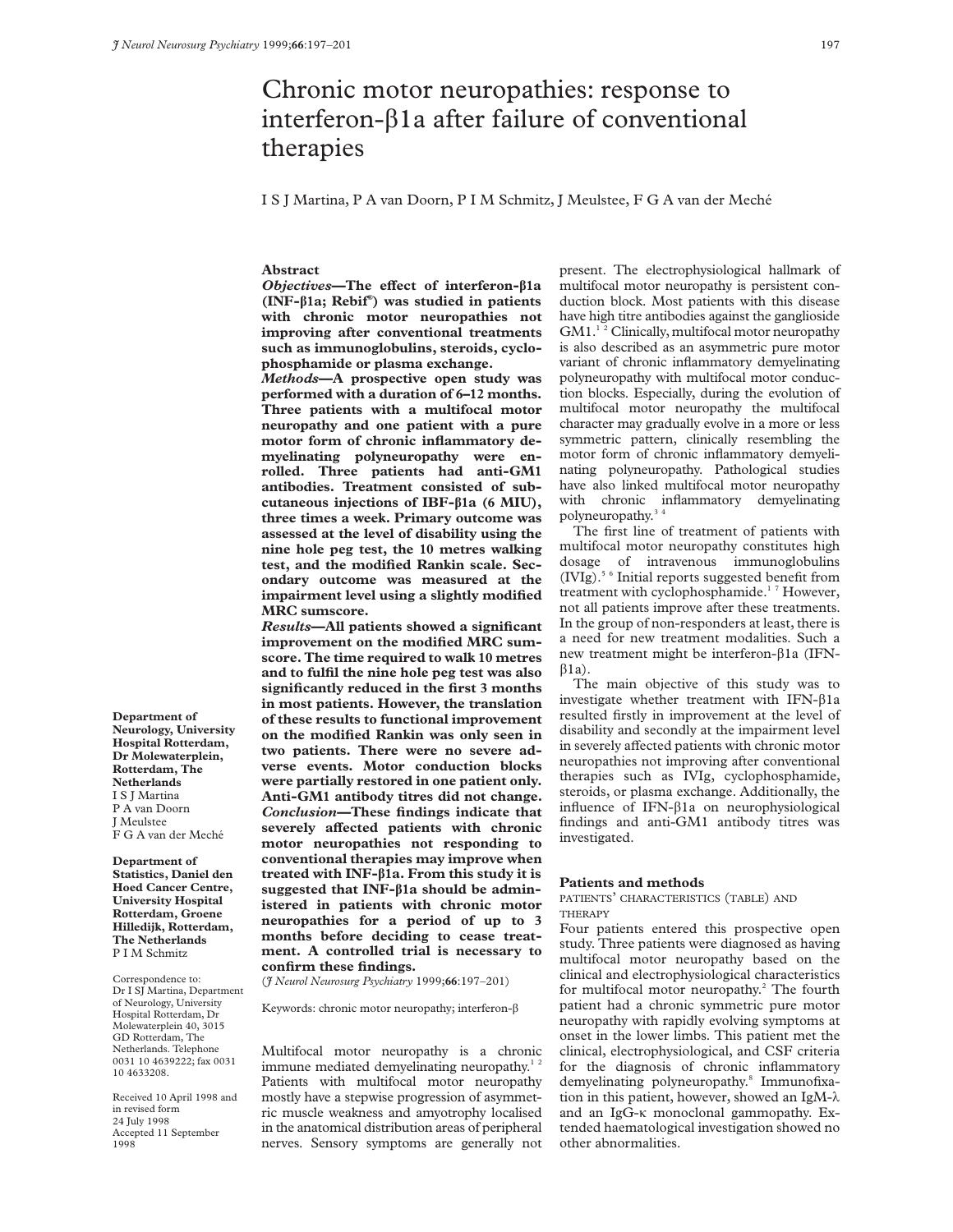# Chronic motor neuropathies: response to interferon-β1a after failure of conventional therapies

I S J Martina, P A van Doorn, P I M Schmitz, J Meulstee, F G A van der Meché

Department of Neurology, University Hospital Rotterdam, Dr Molewaterplein, Rotterdam, The Netherlands
I S J Martina
P A van Doorn
J Meulstee
F G A van der Meché

Department of Statistics, Daniel den Hoed Cancer Centre, University Hospital Rotterdam, Groene Hilledijk, Rotterdam, The Netherlands
P I M Schmitz

Correspondence to: Dr I SJ Martina, Department of Neurology, University Hospital Rotterdam, Dr Molewaterplein 40, 3015 GD Rotterdam, The Netherlands. Telephone 0031 10 4639222; fax 0031 10 4633208.

Received 10 April 1998 and in revised form 24 July 1998
Accepted 11 September 1998

## Abstract

***Objectives*—The effect of interferon-β1a (INF-β1a; Rebif®) was studied in patients with chronic motor neuropathies not improving after conventional treatments such as immunoglobulins, steroids, cyclophosphamide or plasma exchange.**

***Methods*—A prospective open study was performed with a duration of 6–12 months. Three patients with a multifocal motor neuropathy and one patient with a pure motor form of chronic inflammatory demyelinating polyneuropathy were enrolled. Three patients had anti-GM1 antibodies. Treatment consisted of subcutaneous injections of IBF-β1a (6 MIU), three times a week. Primary outcome was assessed at the level of disability using the nine hole peg test, the 10 metres walking test, and the modified Rankin scale. Secondary outcome was measured at the impairment level using a slightly modified MRC sumscore.**

***Results*—All patients showed a significant improvement on the modified MRC sumscore. The time required to walk 10 metres and to fulfil the nine hole peg test was also significantly reduced in the first 3 months in most patients. However, the translation of these results to functional improvement on the modified Rankin was only seen in two patients. There were no severe adverse events. Motor conduction blocks were partially restored in one patient only. Anti-GM1 antibody titres did not change.**

***Conclusion*—These findings indicate that severely affected patients with chronic motor neuropathies not responding to conventional therapies may improve when treated with INF-β1a. From this study it is suggested that INF-β1a should be administered in patients with chronic motor neuropathies for a period of up to 3 months before deciding to cease treatment. A controlled trial is necessary to confirm these findings.**

(*J Neurol Neurosurg Psychiatry* 1999;**66**:197–201)

Keywords: chronic motor neuropathy; interferon-β

Multifocal motor neuropathy is a chronic immune mediated demyelinating neuropathy.[1,2] Patients with multifocal motor neuropathy mostly have a stepwise progression of asymmetric muscle weakness and amyotrophy localised in the anatomical distribution areas of peripheral nerves. Sensory symptoms are generally not present. The electrophysiological hallmark of multifocal motor neuropathy is persistent conduction block. Most patients with this disease have high titre antibodies against the ganglioside GM1.[1,2] Clinically, multifocal motor neuropathy is also described as an asymmetric pure motor variant of chronic inflammatory demyelinating polyneuropathy with multifocal motor conduction blocks. Especially, during the evolution of multifocal motor neuropathy the multifocal character may gradually evolve in a more or less symmetric pattern, clinically resembling the motor form of chronic inflammatory demyelinating polyneuropathy. Pathological studies have also linked multifocal motor neuropathy with chronic inflammatory demyelinating polyneuropathy.[3,4]

The first line of treatment of patients with multifocal motor neuropathy constitutes high dosage of intravenous immunoglobulins (IVIg).[5,6] Initial reports suggested benefit from treatment with cyclophosphamide.[1,7] However, not all patients improve after these treatments. In the group of non-responders at least, there is a need for new treatment modalities. Such a new treatment might be interferon-β1a (IFN-β1a).

The main objective of this study was to investigate whether treatment with IFN-β1a resulted firstly in improvement at the level of disability and secondly at the impairment level in severely affected patients with chronic motor neuropathies not improving after conventional therapies such as IVIg, cyclophosphamide, steroids, or plasma exchange. Additionally, the influence of IFN-β1a on neurophysiological findings and anti-GM1 antibody titres was investigated.

## Patients and methods

### PATIENTS' CHARACTERISTICS (TABLE) AND THERAPY

Four patients entered this prospective open study. Three patients were diagnosed as having multifocal motor neuropathy based on the clinical and electrophysiological characteristics for multifocal motor neuropathy.[2] The fourth patient had a chronic symmetric pure motor neuropathy with rapidly evolving symptoms at onset in the lower limbs. This patient met the clinical, electrophysiological, and CSF criteria for the diagnosis of chronic inflammatory demyelinating polyneuropathy.[8] Immunofixation in this patient, however, showed an IgM-λ and an IgG-κ monoclonal gammopathy. Extended haematological investigation showed no other abnormalities.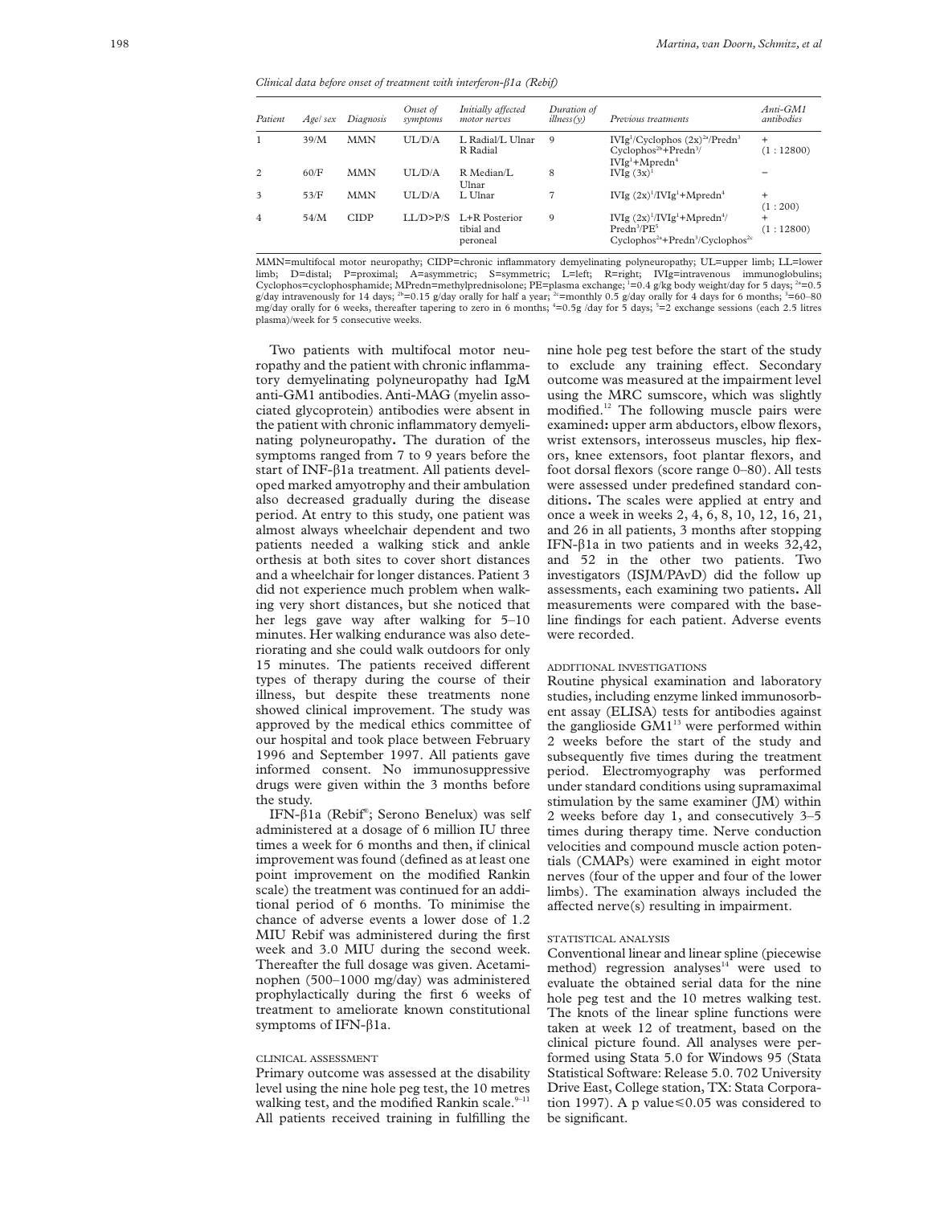*Clinical data before onset of treatment with interferon-β1a (Rebif)*

| Patient | Age/sex | Diagnosis | Onset of symptoms | Initially affected motor nerves | Duration of illness(y) | Previous treatments | Anti-GM1 antibodies |
|---|---|---|---|---|---|---|---|
| 1 | 39/M | MMN | UL/D/A | L Radial/L Ulnar R Radial | 9 | IVIg[1]/Cyclophos (2x)[2a]/Predn[3] Cyclophos[2b]+Predn[3]/ IVIg[1]+Mpredn[4] | + (1 : 12800) |
| 2 | 60/F | MMN | UL/D/A | R Median/L Ulnar | 8 | IVIg (3x)[1] | − |
| 3 | 53/F | MMN | UL/D/A | L Ulnar | 7 | IVIg (2x)[1]/IVIg[1]+Mpredn[4] | + (1 : 200) |
| 4 | 54/M | CIDP | LL/D>P/S | L+R Posterior tibial and peroneal | 9 | IVIg (2x)[1]/IVIg[1]+Mpredn[4]/ Predn[3]/PE[5] Cyclophos[2a]+Predn[3]/Cyclophos[2c] | + (1 : 12800) |

MMN=multifocal motor neuropathy; CIDP=chronic inflammatory demyelinating polyneuropathy; UL=upper limb; LL=lower limb; D=distal; P=proximal; A=asymmetric; S=symmetric; L=left; R=right; IVIg=intravenous immunoglobulins; Cyclophos=cyclophosphamide; MPredn=methylprednisolone; PE=plasma exchange; [1]=0.4 g/kg body weight/day for 5 days; [2a]=0.5 g/day intravenously for 14 days; [2b]=0.15 g/day orally for half a year; [2c]=monthly 0.5 g/day orally for 4 days for 6 months; [3]=60–80 mg/day orally for 6 weeks, thereafter tapering to zero in 6 months; [4]=0.5g /day for 5 days; [5]=2 exchange sessions (each 2.5 litres plasma)/week for 5 consecutive weeks.

Two patients with multifocal motor neuropathy and the patient with chronic inflammatory demyelinating polyneuropathy had IgM anti-GM1 antibodies. Anti-MAG (myelin associated glycoprotein) antibodies were absent in the patient with chronic inflammatory demyelinating polyneuropathy**.** The duration of the symptoms ranged from 7 to 9 years before the start of INF-β1a treatment. All patients developed marked amyotrophy and their ambulation also decreased gradually during the disease period. At entry to this study, one patient was almost always wheelchair dependent and two patients needed a walking stick and ankle orthesis at both sites to cover short distances and a wheelchair for longer distances. Patient 3 did not experience much problem when walking very short distances, but she noticed that her legs gave way after walking for 5–10 minutes. Her walking endurance was also deteriorating and she could walk outdoors for only 15 minutes. The patients received different types of therapy during the course of their illness, but despite these treatments none showed clinical improvement. The study was approved by the medical ethics committee of our hospital and took place between February 1996 and September 1997. All patients gave informed consent. No immunosuppressive drugs were given within the 3 months before the study.

IFN-β1a (Rebif®; Serono Benelux) was self administered at a dosage of 6 million IU three times a week for 6 months and then, if clinical improvement was found (defined as at least one point improvement on the modified Rankin scale) the treatment was continued for an additional period of 6 months. To minimise the chance of adverse events a lower dose of 1.2 MIU Rebif was administered during the first week and 3.0 MIU during the second week. Thereafter the full dosage was given. Acetaminophen (500–1000 mg/day) was administered prophylactically during the first 6 weeks of treatment to ameliorate known constitutional symptoms of IFN-β1a.

### CLINICAL ASSESSMENT

Primary outcome was assessed at the disability level using the nine hole peg test, the 10 metres walking test, and the modified Rankin scale.[9–11] All patients received training in fulfilling the nine hole peg test before the start of the study to exclude any training effect. Secondary outcome was measured at the impairment level using the MRC sumscore, which was slightly modified.[12] The following muscle pairs were examined**:** upper arm abductors, elbow flexors, wrist extensors, interosseus muscles, hip flexors, knee extensors, foot plantar flexors, and foot dorsal flexors (score range 0–80). All tests were assessed under predefined standard conditions**.** The scales were applied at entry and once a week in weeks 2, 4, 6, 8, 10, 12, 16, 21, and 26 in all patients, 3 months after stopping IFN-β1a in two patients and in weeks 32,42, and 52 in the other two patients. Two investigators (ISJM/PAvD) did the follow up assessments, each examining two patients**.** All measurements were compared with the baseline findings for each patient. Adverse events were recorded.

### ADDITIONAL INVESTIGATIONS

Routine physical examination and laboratory studies, including enzyme linked immunosorbent assay (ELISA) tests for antibodies against the ganglioside GM1[13] were performed within 2 weeks before the start of the study and subsequently five times during the treatment period. Electromyography was performed under standard conditions using supramaximal stimulation by the same examiner (JM) within 2 weeks before day 1, and consecutively 3–5 times during therapy time. Nerve conduction velocities and compound muscle action potentials (CMAPs) were examined in eight motor nerves (four of the upper and four of the lower limbs). The examination always included the affected nerve(s) resulting in impairment.

### STATISTICAL ANALYSIS

Conventional linear and linear spline (piecewise method) regression analyses[14] were used to evaluate the obtained serial data for the nine hole peg test and the 10 metres walking test. The knots of the linear spline functions were taken at week 12 of treatment, based on the clinical picture found. All analyses were performed using Stata 5.0 for Windows 95 (Stata Statistical Software: Release 5.0. 702 University Drive East, College station, TX: Stata Corporation 1997). A p value$\leqslant$0.05 was considered to be significant.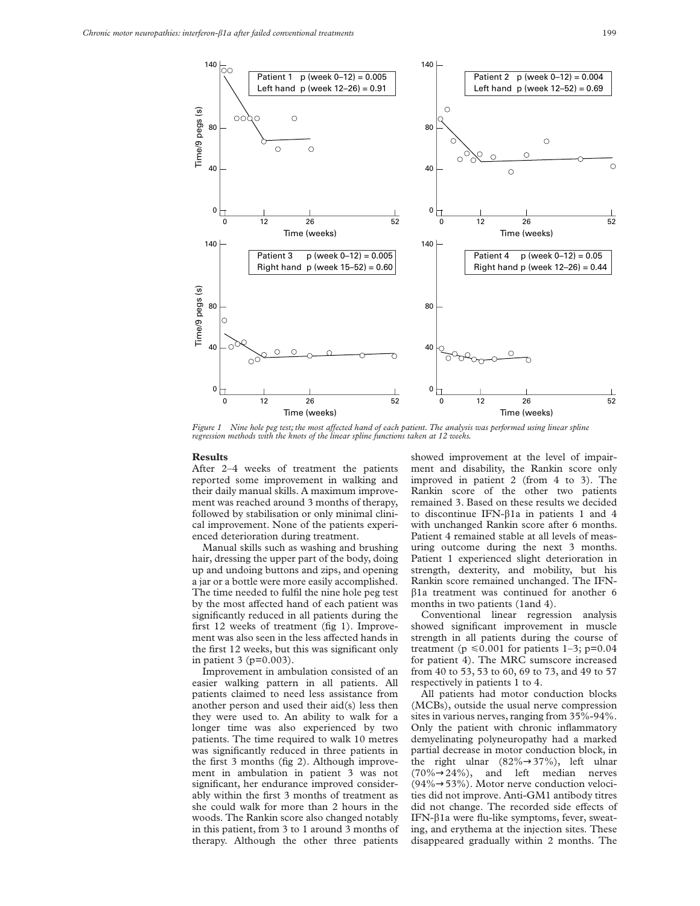Figure 1 Nine hole peg test; the most affected hand of each patient. The analysis was performed using linear spline regression methods with the knots of the linear spline functions taken at 12 weeks.

## Results

After 2–4 weeks of treatment the patients reported some improvement in walking and their daily manual skills. A maximum improvement was reached around 3 months of therapy, followed by stabilisation or only minimal clinical improvement. None of the patients experienced deterioration during treatment.

Manual skills such as washing and brushing hair, dressing the upper part of the body, doing up and undoing buttons and zips, and opening a jar or a bottle were more easily accomplished. The time needed to fulfil the nine hole peg test by the most affected hand of each patient was significantly reduced in all patients during the first 12 weeks of treatment (fig 1). Improvement was also seen in the less affected hands in the first 12 weeks, but this was significant only in patient 3 ($p=0.003$).

Improvement in ambulation consisted of an easier walking pattern in all patients. All patients claimed to need less assistance from another person and used their aid(s) less then they were used to. An ability to walk for a longer time was also experienced by two patients. The time required to walk 10 metres was significantly reduced in three patients in the first 3 months (fig 2). Although improvement in ambulation in patient 3 was not significant, her endurance improved considerably within the first 3 months of treatment as she could walk for more than 2 hours in the woods. The Rankin score also changed notably in this patient, from 3 to 1 around 3 months of therapy. Although the other three patients showed improvement at the level of impairment and disability, the Rankin score only improved in patient 2 (from 4 to 3). The Rankin score of the other two patients remained 3. Based on these results we decided to discontinue IFN-β1a in patients 1 and 4 with unchanged Rankin score after 6 months. Patient 4 remained stable at all levels of measuring outcome during the next 3 months. Patient 1 experienced slight deterioration in strength, dexterity, and mobility, but his Rankin score remained unchanged. The IFN-β1a treatment was continued for another 6 months in two patients (1and 4).

Conventional linear regression analysis showed significant improvement in muscle strength in all patients during the course of treatment ($p \leq 0.001$ for patients 1–3; $p=0.04$ for patient 4). The MRC sumscore increased from 40 to 53, 53 to 60, 69 to 73, and 49 to 57 respectively in patients 1 to 4.

All patients had motor conduction blocks (MCBs), outside the usual nerve compression sites in various nerves, ranging from 35%-94%. Only the patient with chronic inflammatory demyelinating polyneuropathy had a marked partial decrease in motor conduction block, in the right ulnar (82%→37%), left ulnar (70%→24%), and left median nerves (94%→53%). Motor nerve conduction velocities did not improve. Anti-GM1 antibody titres did not change. The recorded side effects of IFN-β1a were flu-like symptoms, fever, sweating, and erythema at the injection sites. These disappeared gradually within 2 months. The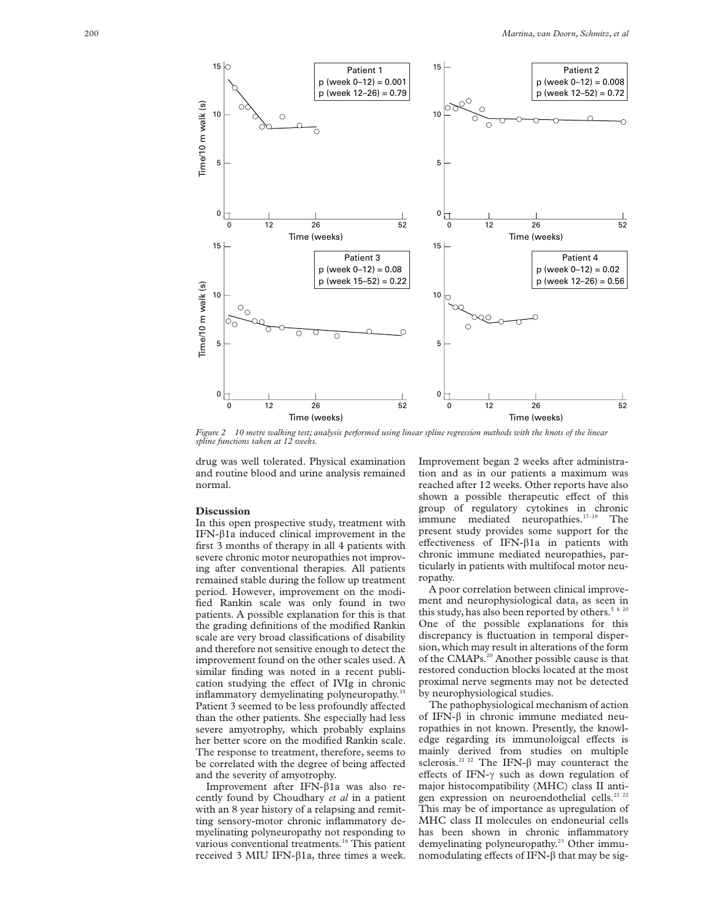Figure 2 10 metre walking test; analysis performed using linear spline regression methods with the knots of the linear spline functions taken at 12 weeks.

drug was well tolerated. Physical examination and routine blood and urine analysis remained normal.

## Discussion

In this open prospective study, treatment with IFN-β1a induced clinical improvement in the first 3 months of therapy in all 4 patients with severe chronic motor neuropathies not improving after conventional therapies. All patients remained stable during the follow up treatment period. However, improvement on the modified Rankin scale was only found in two patients. A possible explanation for this is that the grading definitions of the modified Rankin scale are very broad classifications of disability and therefore not sensitive enough to detect the improvement found on the other scales used. A similar finding was noted in a recent publication studying the effect of IVIg in chronic inflammatory demyelinating polyneuropathy.[15] Patient 3 seemed to be less profoundly affected than the other patients. She especially had less severe amyotrophy, which probably explains her better score on the modified Rankin scale. The response to treatment, therefore, seems to be correlated with the degree of being affected and the severity of amyotrophy.

Improvement after IFN-β1a was also recently found by Choudhary *et al* in a patient with an 8 year history of a relapsing and remitting sensory-motor chronic inflammatory demyelinating polyneuropathy not responding to various conventional treatments.[16] This patient received 3 MIU IFN-β1a, three times a week. Improvement began 2 weeks after administration and as in our patients a maximum was reached after 12 weeks. Other reports have also shown a possible therapeutic effect of this group of regulatory cytokines in chronic immune mediated neuropathies.[17–19] The present study provides some support for the effectiveness of IFN-β1a in patients with chronic immune mediated neuropathies, particularly in patients with multifocal motor neuropathy.

A poor correlation between clinical improvement and neurophysiological data, as seen in this study, has also been reported by others.[5 6 20] One of the possible explanations for this discrepancy is fluctuation in temporal dispersion, which may result in alterations of the form of the CMAPs.[20] Another possible cause is that restored conduction blocks located at the most proximal nerve segments may not be detected by neurophysiological studies.

The pathophysiological mechanism of action of IFN-β in chronic immune mediated neuropathies in not known. Presently, the knowledge regarding its immunoloigcal effects is mainly derived from studies on multiple sclerosis.[21 22] The IFN-β may counteract the effects of IFN-γ such as down regulation of major histocompatibility (MHC) class II antigen expression on neuroendothelial cells.[21 22] This may be of importance as upregulation of MHC class II molecules on endoneurial cells has been shown in chronic inflammatory demyelinating polyneuropathy.[23] Other immunomodulating effects of IFN-β that may be sig-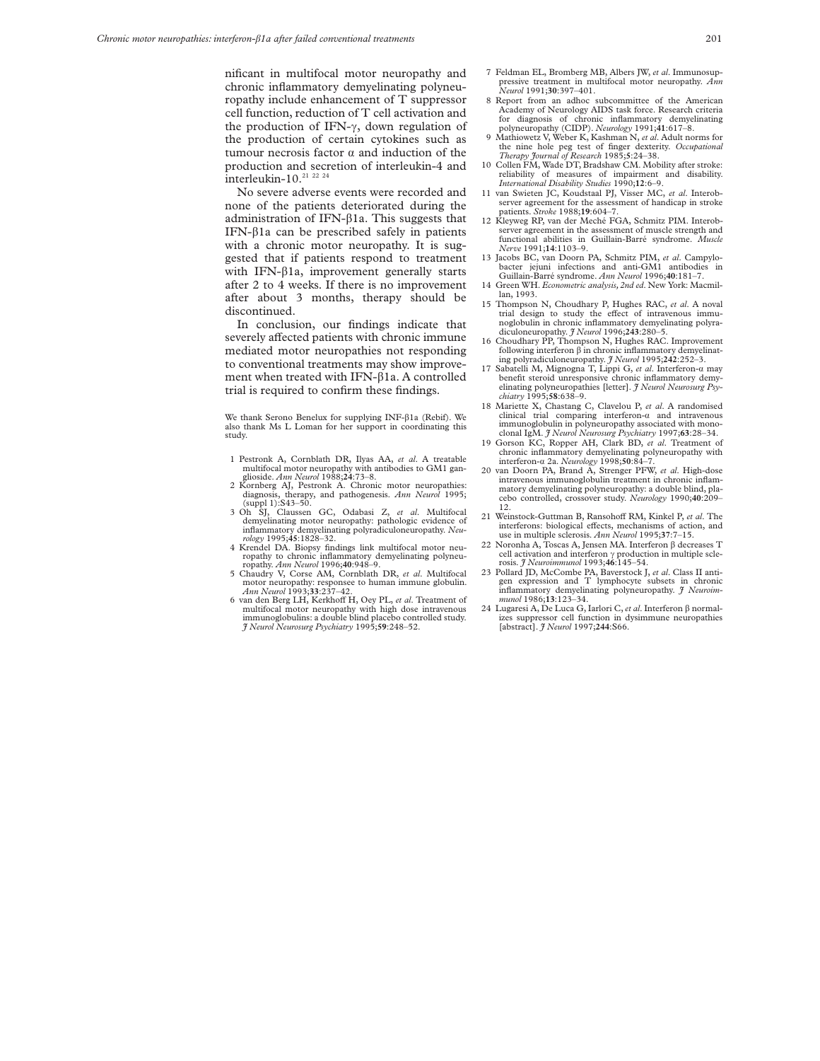nificant in multifocal motor neuropathy and chronic inflammatory demyelinating polyneuropathy include enhancement of T suppressor cell function, reduction of T cell activation and the production of IFN-γ, down regulation of the production of certain cytokines such as tumour necrosis factor α and induction of the production and secretion of interleukin-4 and interleukin-10.[21 22 24]

No severe adverse events were recorded and none of the patients deteriorated during the administration of IFN-β1a. This suggests that IFN-β1a can be prescribed safely in patients with a chronic motor neuropathy. It is suggested that if patients respond to treatment with IFN-β1a, improvement generally starts after 2 to 4 weeks. If there is no improvement after about 3 months, therapy should be discontinued.

In conclusion, our findings indicate that severely affected patients with chronic immune mediated motor neuropathies not responding to conventional treatments may show improvement when treated with IFN-β1a. A controlled trial is required to confirm these findings.

We thank Serono Benelux for supplying INF-β1a (Rebif). We also thank Ms L Loman for her support in coordinating this study.

1 Pestronk A, Cornblath DR, Ilyas AA, *et al*. A treatable multifocal motor neuropathy with antibodies to GM1 ganglioside. *Ann Neurol* 1988;**24**:73–8.
2 Kornberg AJ, Pestronk A. Chronic motor neuropathies: diagnosis, therapy, and pathogenesis. *Ann Neurol* 1995; (suppl 1):S43–50.
3 Oh SJ, Claussen GC, Odabasi Z, *et al*. Multifocal demyelinating motor neuropathy: pathologic evidence of inflammatory demyelinating polyradiculoneuropathy. *Neurology* 1995;**45**:1828–32.
4 Krendel DA. Biopsy findings link multifocal motor neuropathy to chronic inflammatory demyelinating polyneuropathy. *Ann Neurol* 1996;**40**:948–9.
5 Chaudry V, Corse AM, Cornblath DR, *et al*. Multifocal motor neuropathy: responsee to human immune globulin. *Ann Neurol* 1993;**33**:237–42.
6 van den Berg LH, Kerkhoff H, Oey PL, *et al*. Treatment of multifocal motor neuropathy with high dose intravenous immunoglobulins: a double blind placebo controlled study. *J Neurol Neurosurg Psychiatry* 1995;**59**:248–52.
7 Feldman EL, Bromberg MB, Albers JW, *et al*. Immunosuppressive treatment in multifocal motor neuropathy. *Ann Neurol* 1991;**30**:397–401.
8 Report from an adhoc subcommittee of the American Academy of Neurology AIDS task force. Research criteria for diagnosis of chronic inflammatory demyelinating polyneuropathy (CIDP). *Neurology* 1991;**41**:617–8.
9 Mathiowetz V, Weber K, Kashman N, *et al*. Adult norms for the nine hole peg test of finger dexterity. *Occupational Therapy Journal of Research* 1985;**5**:24–38.
10 Collen FM, Wade DT, Bradshaw CM. Mobility after stroke: reliability of measures of impairment and disability. *International Disability Studies* 1990;**12**:6–9.
11 van Swieten JC, Koudstaal PJ, Visser MC, *et al*. Interobserver agreement for the assessment of handicap in stroke patients. *Stroke* 1988;**19**:604–7.
12 Kleyweg RP, van der Meché FGA, Schmitz PIM. Interobserver agreement in the assessment of muscle strength and functional abilities in Guillain-Barré syndrome. *Muscle Nerve* 1991;**14**:1103–9.
13 Jacobs BC, van Doorn PA, Schmitz PIM, *et al*. Campylobacter jejuni infections and anti-GM1 antibodies in Guillain-Barré syndrome. *Ann Neurol* 1996;**40**:181–7.
14 Green WH. *Econometric analysis, 2nd ed*. New York: Macmillan, 1993.
15 Thompson N, Choudhary P, Hughes RAC, *et al*. A noval trial design to study the effect of intravenous immunoglobulin in chronic inflammatory demyelinating polyradiculoneuropathy. *J Neurol* 1996;**243**:280–5.
16 Choudhary PP, Thompson N, Hughes RAC. Improvement following interferon β in chronic inflammatory demyelinating polyradiculoneuropathy. *J Neurol* 1995;**242**:252–3.
17 Sabatelli M, Mignogna T, Lippi G, *et al*. Interferon-α may benefit steroid unresponsive chronic inflammatory demyelinating polyneuropathies [letter]. *J Neurol Neurosurg Psychiatry* 1995;**58**:638–9.
18 Mariette X, Chastang C, Clavelou P, *et al*. A randomised clinical trial comparing interferon-α and intravenous immunoglobulin in polyneuropathy associated with monoclonal IgM. *J Neurol Neurosurg Psychiatry* 1997;**63**:28–34.
19 Gorson KC, Ropper AH, Clark BD, *et al*. Treatment of chronic inflammatory demyelinating polyneuropathy with interferon-α 2a. *Neurology* 1998;**50**:84–7.
20 van Doorn PA, Brand A, Strenger PFW, *et al*. High-dose intravenous immunoglobulin treatment in chronic inflammatory demyelinating polyneuropathy: a double blind, placebo controlled, crossover study. *Neurology* 1990;**40**:209–12.
21 Weinstock-Guttman B, Ransohoff RM, Kinkel P, *et al*. The interferons: biological effects, mechanisms of action, and use in multiple sclerosis. *Ann Neurol* 1995;**37**:7–15.
22 Noronha A, Toscas A, Jensen MA. Interferon β decreases T cell activation and interferon γ production in multiple sclerosis. *J Neuroimmunol* 1993;**46**:145–54.
23 Pollard JD, McCombe PA, Baverstock J, *et al*. Class II antigen expression and T lymphocyte subsets in chronic inflammatory demyelinating polyneuropathy. *J Neuroimmunol* 1986;**13**:123–34.
24 Lugaresi A, De Luca G, Iarlori C, *et al*. Interferon β normalizes suppressor cell function in dysimmune neuropathies [abstract]. *J Neurol* 1997;**244**:S66.